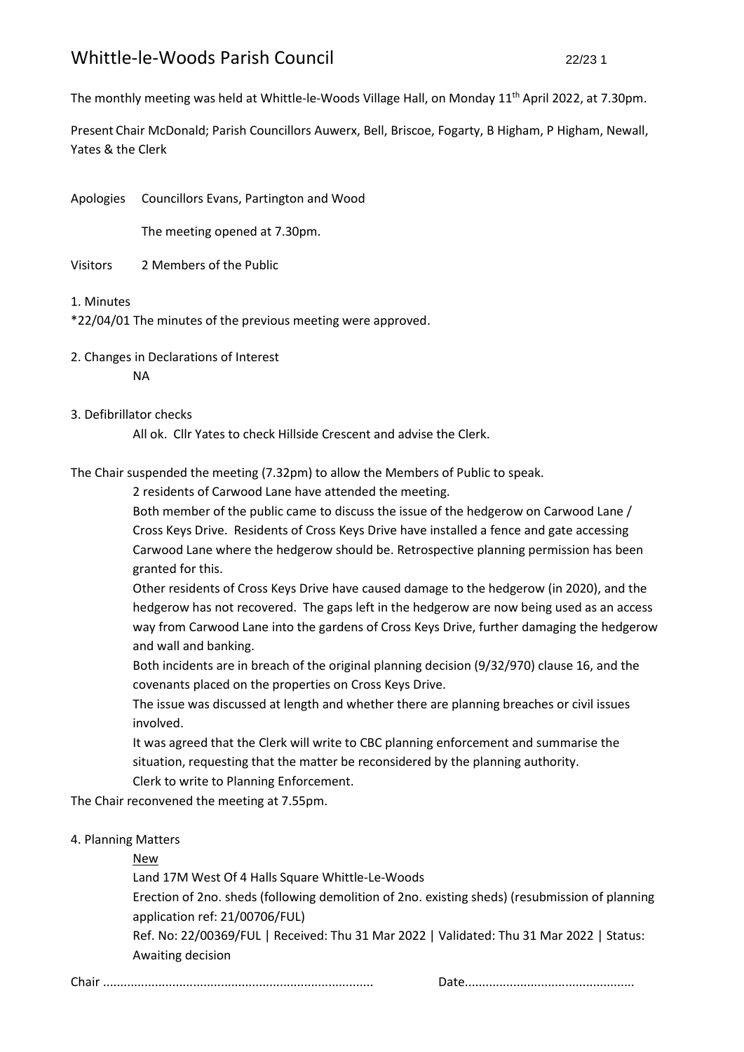# Whittle-le-Woods Parish Council

The monthly meeting was held at Whittle-le-Woods Village Hall, on Monday 11th April 2022, at 7.30pm.

Present Chair McDonald; Parish Councillors Auwerx, Bell, Briscoe, Fogarty, B Higham, P Higham, Newall, Yates & the Clerk

Apologies Councillors Evans, Partington and Wood

The meeting opened at 7.30pm.

Visitors 2 Members of the Public

1. Minutes

*22/04/01 The minutes of the previous meeting were approved.

2. Changes in Declarations of Interest

NA

3. Defibrillator checks

All ok. Cllr Yates to check Hillside Crescent and advise the Clerk.

The Chair suspended the meeting (7.32pm) to allow the Members of Public to speak.

2 residents of Carwood Lane have attended the meeting.

Both member of the public came to discuss the issue of the hedgerow on Carwood Lane / Cross Keys Drive. Residents of Cross Keys Drive have installed a fence and gate accessing Carwood Lane where the hedgerow should be. Retrospective planning permission has been granted for this.

Other residents of Cross Keys Drive have caused damage to the hedgerow (in 2020), and the hedgerow has not recovered. The gaps left in the hedgerow are now being used as an access way from Carwood Lane into the gardens of Cross Keys Drive, further damaging the hedgerow and wall and banking.

Both incidents are in breach of the original planning decision (9/32/970) clause 16, and the covenants placed on the properties on Cross Keys Drive.

The issue was discussed at length and whether there are planning breaches or civil issues involved.

It was agreed that the Clerk will write to CBC planning enforcement and summarise the situation, requesting that the matter be reconsidered by the planning authority.

Clerk to write to Planning Enforcement.

The Chair reconvened the meeting at 7.55pm.

4. Planning Matters

New

Land 17M West Of 4 Halls Square Whittle-Le-Woods

Erection of 2no. sheds (following demolition of 2no. existing sheds) (resubmission of planning application ref: 21/00706/FUL)

Ref. No: 22/00369/FUL | Received: Thu 31 Mar 2022 | Validated: Thu 31 Mar 2022 | Status: Awaiting decision

Chair ............................................................................ Date................................................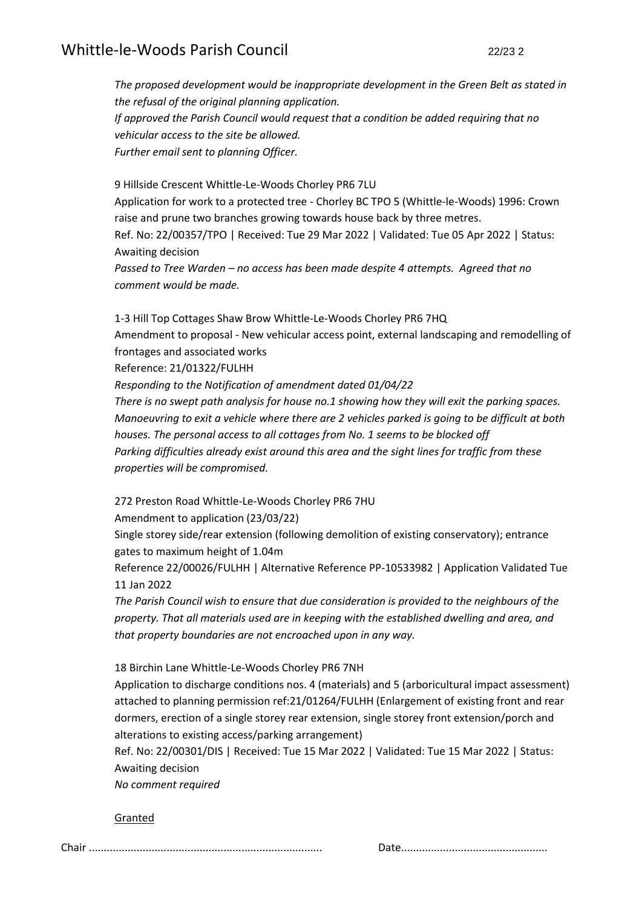*The proposed development would be inappropriate development in the Green Belt as stated in the refusal of the original planning application.*
*If approved the Parish Council would request that a condition be added requiring that no vehicular access to the site be allowed.*
*Further email sent to planning Officer.*

9 Hillside Crescent Whittle-Le-Woods Chorley PR6 7LU
Application for work to a protected tree - Chorley BC TPO 5 (Whittle-le-Woods) 1996: Crown raise and prune two branches growing towards house back by three metres.
Ref. No: 22/00357/TPO | Received: Tue 29 Mar 2022 | Validated: Tue 05 Apr 2022 | Status: Awaiting decision
*Passed to Tree Warden – no access has been made despite 4 attempts. Agreed that no comment would be made.*

1-3 Hill Top Cottages Shaw Brow Whittle-Le-Woods Chorley PR6 7HQ
Amendment to proposal - New vehicular access point, external landscaping and remodelling of frontages and associated works
Reference: 21/01322/FULHH
*Responding to the Notification of amendment dated 01/04/22*
*There is no swept path analysis for house no.1 showing how they will exit the parking spaces. Manoeuvring to exit a vehicle where there are 2 vehicles parked is going to be difficult at both houses. The personal access to all cottages from No. 1 seems to be blocked off*
*Parking difficulties already exist around this area and the sight lines for traffic from these properties will be compromised.*

272 Preston Road Whittle-Le-Woods Chorley PR6 7HU
Amendment to application (23/03/22)
Single storey side/rear extension (following demolition of existing conservatory); entrance gates to maximum height of 1.04m
Reference 22/00026/FULHH | Alternative Reference PP-10533982 | Application Validated Tue 11 Jan 2022
*The Parish Council wish to ensure that due consideration is provided to the neighbours of the property. That all materials used are in keeping with the established dwelling and area, and that property boundaries are not encroached upon in any way.*

18 Birchin Lane Whittle-Le-Woods Chorley PR6 7NH
Application to discharge conditions nos. 4 (materials) and 5 (arboricultural impact assessment) attached to planning permission ref:21/01264/FULHH (Enlargement of existing front and rear dormers, erection of a single storey rear extension, single storey front extension/porch and alterations to existing access/parking arrangement)
Ref. No: 22/00301/DIS | Received: Tue 15 Mar 2022 | Validated: Tue 15 Mar 2022 | Status: Awaiting decision
*No comment required*

<u>Granted</u>

Chair ............................................................................ Date................................................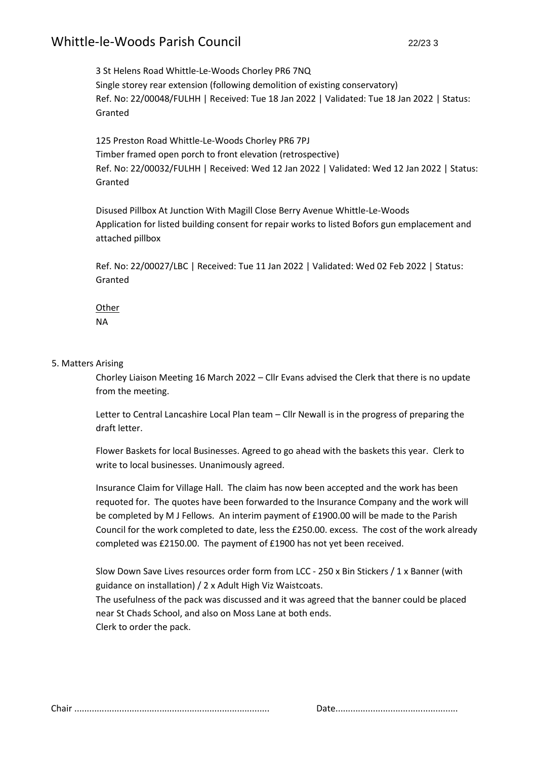3 St Helens Road Whittle-Le-Woods Chorley PR6 7NQ
Single storey rear extension (following demolition of existing conservatory)
Ref. No: 22/00048/FULHH | Received: Tue 18 Jan 2022 | Validated: Tue 18 Jan 2022 | Status: Granted

125 Preston Road Whittle-Le-Woods Chorley PR6 7PJ
Timber framed open porch to front elevation (retrospective)
Ref. No: 22/00032/FULHH | Received: Wed 12 Jan 2022 | Validated: Wed 12 Jan 2022 | Status: Granted

Disused Pillbox At Junction With Magill Close Berry Avenue Whittle-Le-Woods
Application for listed building consent for repair works to listed Bofors gun emplacement and attached pillbox

Ref. No: 22/00027/LBC | Received: Tue 11 Jan 2022 | Validated: Wed 02 Feb 2022 | Status: Granted

<u>Other</u>
NA

5. Matters Arising

Chorley Liaison Meeting 16 March 2022 – Cllr Evans advised the Clerk that there is no update from the meeting.

Letter to Central Lancashire Local Plan team – Cllr Newall is in the progress of preparing the draft letter.

Flower Baskets for local Businesses. Agreed to go ahead with the baskets this year. Clerk to write to local businesses. Unanimously agreed.

Insurance Claim for Village Hall. The claim has now been accepted and the work has been requoted for. The quotes have been forwarded to the Insurance Company and the work will be completed by M J Fellows. An interim payment of £1900.00 will be made to the Parish Council for the work completed to date, less the £250.00. excess. The cost of the work already completed was £2150.00. The payment of £1900 has not yet been received.

Slow Down Save Lives resources order form from LCC - 250 x Bin Stickers / 1 x Banner (with guidance on installation) / 2 x Adult High Viz Waistcoats.
The usefulness of the pack was discussed and it was agreed that the banner could be placed near St Chads School, and also on Moss Lane at both ends.
Clerk to order the pack.

Chair ............................................................................ Date................................................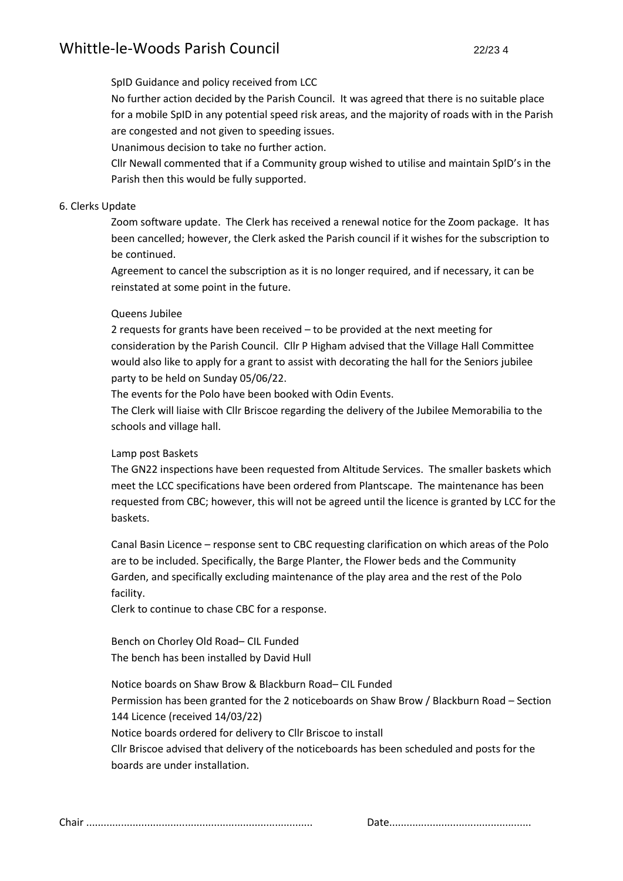SpID Guidance and policy received from LCC

No further action decided by the Parish Council. It was agreed that there is no suitable place for a mobile SpID in any potential speed risk areas, and the majority of roads with in the Parish are congested and not given to speeding issues.

Unanimous decision to take no further action.

Cllr Newall commented that if a Community group wished to utilise and maintain SpID's in the Parish then this would be fully supported.

6. Clerks Update

Zoom software update. The Clerk has received a renewal notice for the Zoom package. It has been cancelled; however, the Clerk asked the Parish council if it wishes for the subscription to be continued.

Agreement to cancel the subscription as it is no longer required, and if necessary, it can be reinstated at some point in the future.

Queens Jubilee

2 requests for grants have been received – to be provided at the next meeting for consideration by the Parish Council. Cllr P Higham advised that the Village Hall Committee would also like to apply for a grant to assist with decorating the hall for the Seniors jubilee party to be held on Sunday 05/06/22.

The events for the Polo have been booked with Odin Events.

The Clerk will liaise with Cllr Briscoe regarding the delivery of the Jubilee Memorabilia to the schools and village hall.

Lamp post Baskets

The GN22 inspections have been requested from Altitude Services. The smaller baskets which meet the LCC specifications have been ordered from Plantscape. The maintenance has been requested from CBC; however, this will not be agreed until the licence is granted by LCC for the baskets.

Canal Basin Licence – response sent to CBC requesting clarification on which areas of the Polo are to be included. Specifically, the Barge Planter, the Flower beds and the Community Garden, and specifically excluding maintenance of the play area and the rest of the Polo facility.

Clerk to continue to chase CBC for a response.

Bench on Chorley Old Road– CIL Funded

The bench has been installed by David Hull

Notice boards on Shaw Brow & Blackburn Road– CIL Funded

Permission has been granted for the 2 noticeboards on Shaw Brow / Blackburn Road – Section 144 Licence (received 14/03/22)

Notice boards ordered for delivery to Cllr Briscoe to install

Cllr Briscoe advised that delivery of the noticeboards has been scheduled and posts for the boards are under installation.

Chair ............................................................................ Date................................................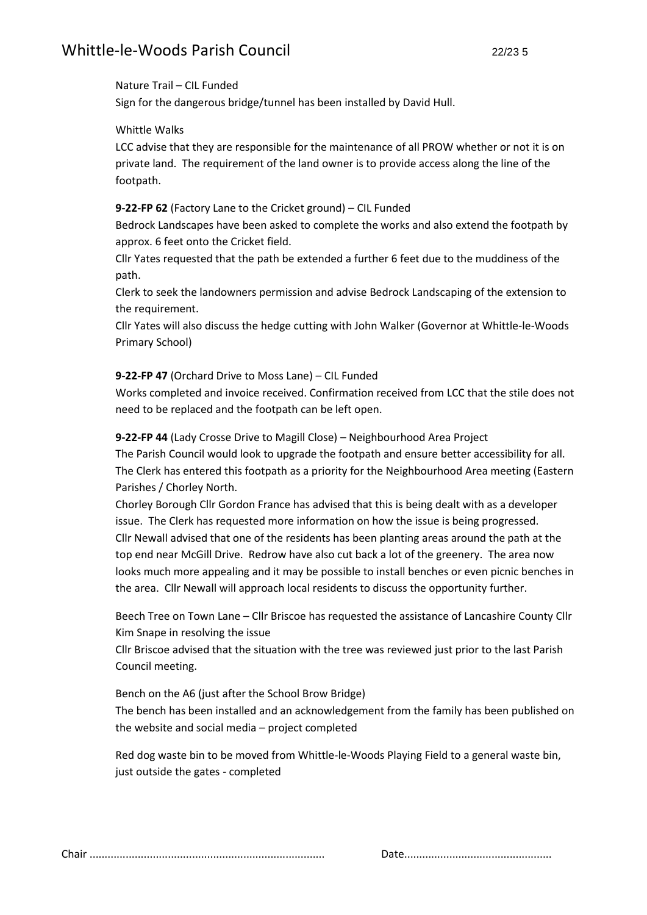Nature Trail – CIL Funded

Sign for the dangerous bridge/tunnel has been installed by David Hull.

Whittle Walks

LCC advise that they are responsible for the maintenance of all PROW whether or not it is on private land. The requirement of the land owner is to provide access along the line of the footpath.

**9-22-FP 62** (Factory Lane to the Cricket ground) – CIL Funded

Bedrock Landscapes have been asked to complete the works and also extend the footpath by approx. 6 feet onto the Cricket field.

Cllr Yates requested that the path be extended a further 6 feet due to the muddiness of the path.

Clerk to seek the landowners permission and advise Bedrock Landscaping of the extension to the requirement.

Cllr Yates will also discuss the hedge cutting with John Walker (Governor at Whittle-le-Woods Primary School)

**9-22-FP 47** (Orchard Drive to Moss Lane) – CIL Funded

Works completed and invoice received. Confirmation received from LCC that the stile does not need to be replaced and the footpath can be left open.

**9-22-FP 44** (Lady Crosse Drive to Magill Close) – Neighbourhood Area Project

The Parish Council would look to upgrade the footpath and ensure better accessibility for all. The Clerk has entered this footpath as a priority for the Neighbourhood Area meeting (Eastern Parishes / Chorley North.

Chorley Borough Cllr Gordon France has advised that this is being dealt with as a developer issue. The Clerk has requested more information on how the issue is being progressed.

Cllr Newall advised that one of the residents has been planting areas around the path at the top end near McGill Drive. Redrow have also cut back a lot of the greenery. The area now looks much more appealing and it may be possible to install benches or even picnic benches in the area. Cllr Newall will approach local residents to discuss the opportunity further.

Beech Tree on Town Lane – Cllr Briscoe has requested the assistance of Lancashire County Cllr Kim Snape in resolving the issue

Cllr Briscoe advised that the situation with the tree was reviewed just prior to the last Parish Council meeting.

Bench on the A6 (just after the School Brow Bridge)

The bench has been installed and an acknowledgement from the family has been published on the website and social media – project completed

Red dog waste bin to be moved from Whittle-le-Woods Playing Field to a general waste bin, just outside the gates - completed

Chair ............................................................................ Date................................................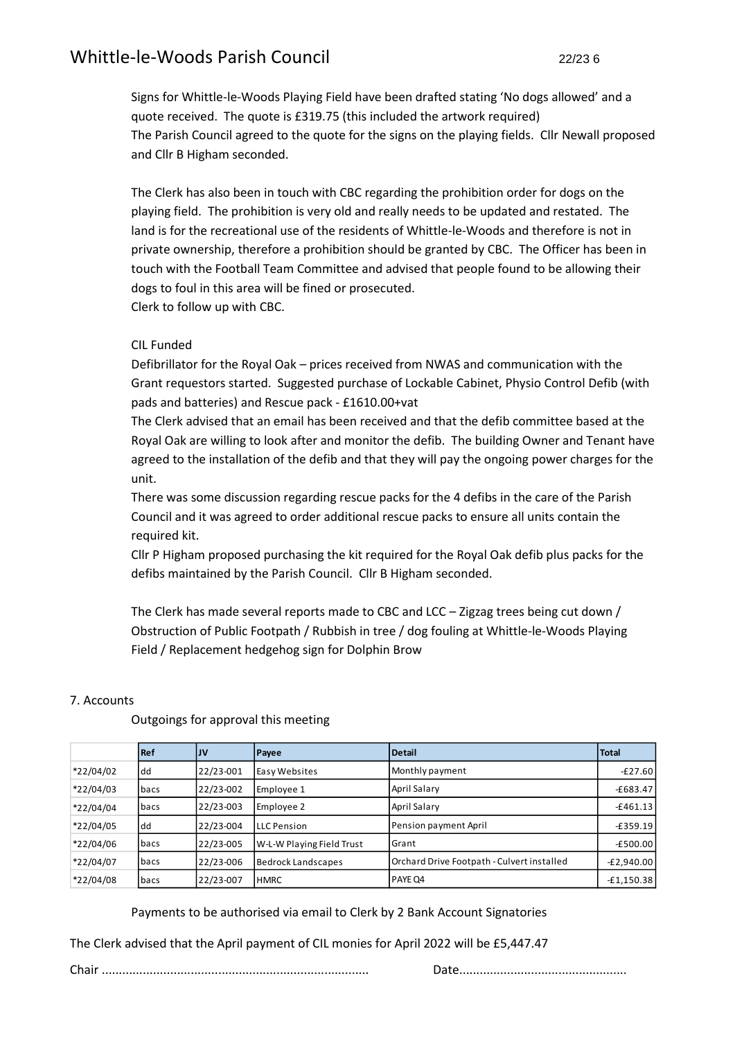Signs for Whittle-le-Woods Playing Field have been drafted stating 'No dogs allowed' and a quote received. The quote is £319.75 (this included the artwork required)
The Parish Council agreed to the quote for the signs on the playing fields. Cllr Newall proposed and Cllr B Higham seconded.

The Clerk has also been in touch with CBC regarding the prohibition order for dogs on the playing field. The prohibition is very old and really needs to be updated and restated. The land is for the recreational use of the residents of Whittle-le-Woods and therefore is not in private ownership, therefore a prohibition should be granted by CBC. The Officer has been in touch with the Football Team Committee and advised that people found to be allowing their dogs to foul in this area will be fined or prosecuted.
Clerk to follow up with CBC.

CIL Funded
Defibrillator for the Royal Oak – prices received from NWAS and communication with the Grant requestors started. Suggested purchase of Lockable Cabinet, Physio Control Defib (with pads and batteries) and Rescue pack - £1610.00+vat
The Clerk advised that an email has been received and that the defib committee based at the Royal Oak are willing to look after and monitor the defib. The building Owner and Tenant have agreed to the installation of the defib and that they will pay the ongoing power charges for the unit.
There was some discussion regarding rescue packs for the 4 defibs in the care of the Parish Council and it was agreed to order additional rescue packs to ensure all units contain the required kit.
Cllr P Higham proposed purchasing the kit required for the Royal Oak defib plus packs for the defibs maintained by the Parish Council. Cllr B Higham seconded.

The Clerk has made several reports made to CBC and LCC – Zigzag trees being cut down / Obstruction of Public Footpath / Rubbish in tree / dog fouling at Whittle-le-Woods Playing Field / Replacement hedgehog sign for Dolphin Brow

7. Accounts

Outgoings for approval this meeting

| | Ref | JV | Payee | Detail | Total |
|---|---|---|---|---|---|
| *22/04/02 | dd | 22/23-001 | Easy Websites | Monthly payment | -£27.60 |
| *22/04/03 | bacs | 22/23-002 | Employee 1 | April Salary | -£683.47 |
| *22/04/04 | bacs | 22/23-003 | Employee 2 | April Salary | -£461.13 |
| *22/04/05 | dd | 22/23-004 | LLC Pension | Pension payment April | -£359.19 |
| *22/04/06 | bacs | 22/23-005 | W-L-W Playing Field Trust | Grant | -£500.00 |
| *22/04/07 | bacs | 22/23-006 | Bedrock Landscapes | Orchard Drive Footpath - Culvert installed | -£2,940.00 |
| *22/04/08 | bacs | 22/23-007 | HMRC | PAYE Q4 | -£1,150.38 |

Payments to be authorised via email to Clerk by 2 Bank Account Signatories

The Clerk advised that the April payment of CIL monies for April 2022 will be £5,447.47

Chair ............................................................................. Date.................................................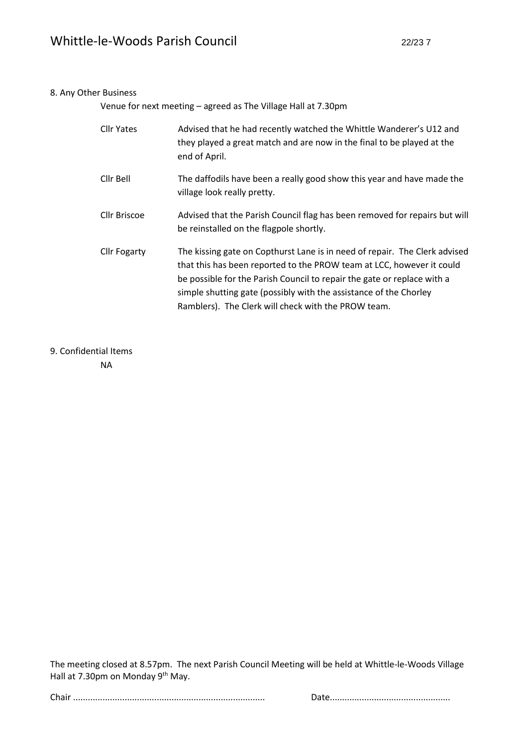8. Any Other Business

Venue for next meeting – agreed as The Village Hall at 7.30pm

| | |
|---|---|
| Cllr Yates | Advised that he had recently watched the Whittle Wanderer's U12 and they played a great match and are now in the final to be played at the end of April. |
| Cllr Bell | The daffodils have been a really good show this year and have made the village look really pretty. |
| Cllr Briscoe | Advised that the Parish Council flag has been removed for repairs but will be reinstalled on the flagpole shortly. |
| Cllr Fogarty | The kissing gate on Copthurst Lane is in need of repair. The Clerk advised that this has been reported to the PROW team at LCC, however it could be possible for the Parish Council to repair the gate or replace with a simple shutting gate (possibly with the assistance of the Chorley Ramblers). The Clerk will check with the PROW team. |

9. Confidential Items

NA

The meeting closed at 8.57pm. The next Parish Council Meeting will be held at Whittle-le-Woods Village Hall at 7.30pm on Monday 9th May.

Chair ............................................................................ Date................................................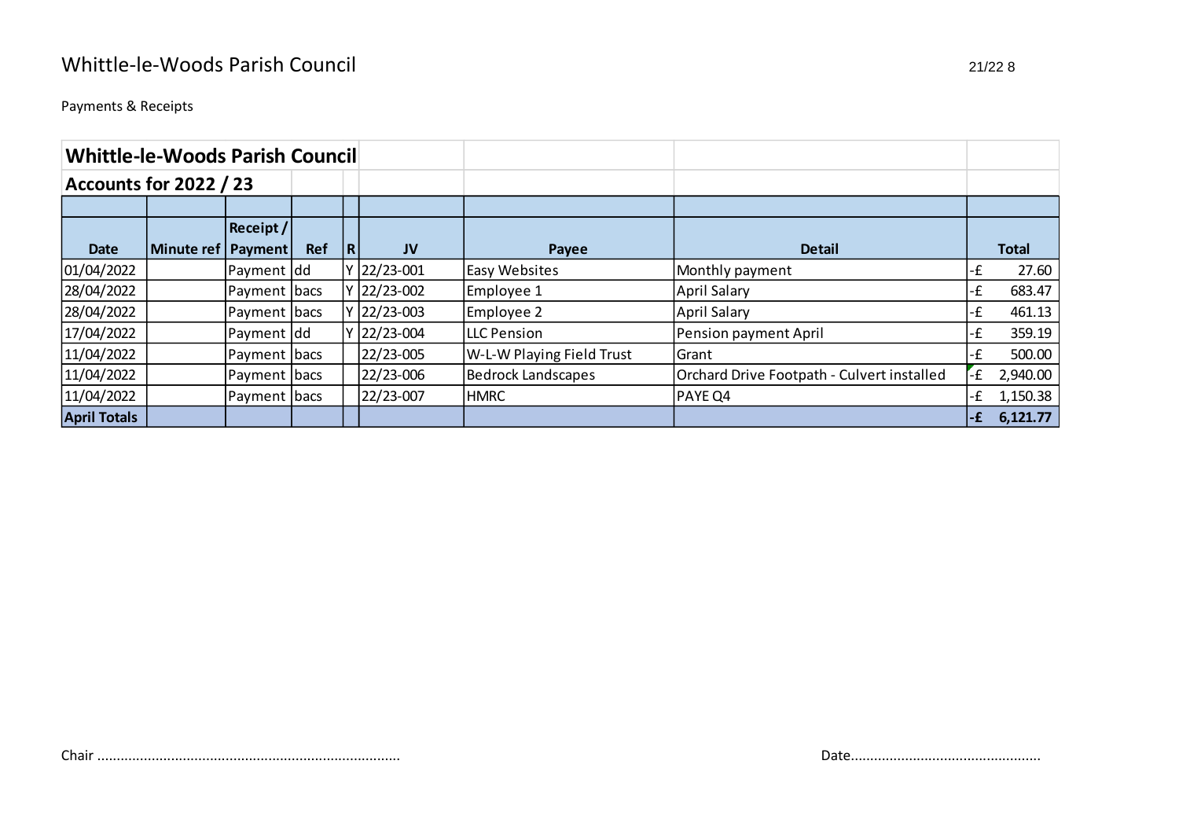# Whittle-le-Woods Parish Council

21/22 8

Payments & Receipts

| Whittle-le-Woods Parish Council | | | | | | | | |
|---|---|---|---|---|---|---|---|---|
| **Accounts for 2022 / 23** | | | | | | | | |
| **Date** | **Minute ref** | **Receipt / Payment** | **Ref** | **R** | **JV** | **Payee** | **Detail** | **Total** |
| 01/04/2022 | | Payment | dd | Y | 22/23-001 | Easy Websites | Monthly payment | -£ 27.60 |
| 28/04/2022 | | Payment | bacs | Y | 22/23-002 | Employee 1 | April Salary | -£ 683.47 |
| 28/04/2022 | | Payment | bacs | Y | 22/23-003 | Employee 2 | April Salary | -£ 461.13 |
| 17/04/2022 | | Payment | dd | Y | 22/23-004 | LLC Pension | Pension payment April | -£ 359.19 |
| 11/04/2022 | | Payment | bacs | | 22/23-005 | W-L-W Playing Field Trust | Grant | -£ 500.00 |
| 11/04/2022 | | Payment | bacs | | 22/23-006 | Bedrock Landscapes | Orchard Drive Footpath - Culvert installed | -£ 2,940.00 |
| 11/04/2022 | | Payment | bacs | | 22/23-007 | HMRC | PAYE Q4 | -£ 1,150.38 |
| **April Totals** | | | | | | | | **-£ 6,121.77** |

Chair ..............................................................................

Date.................................................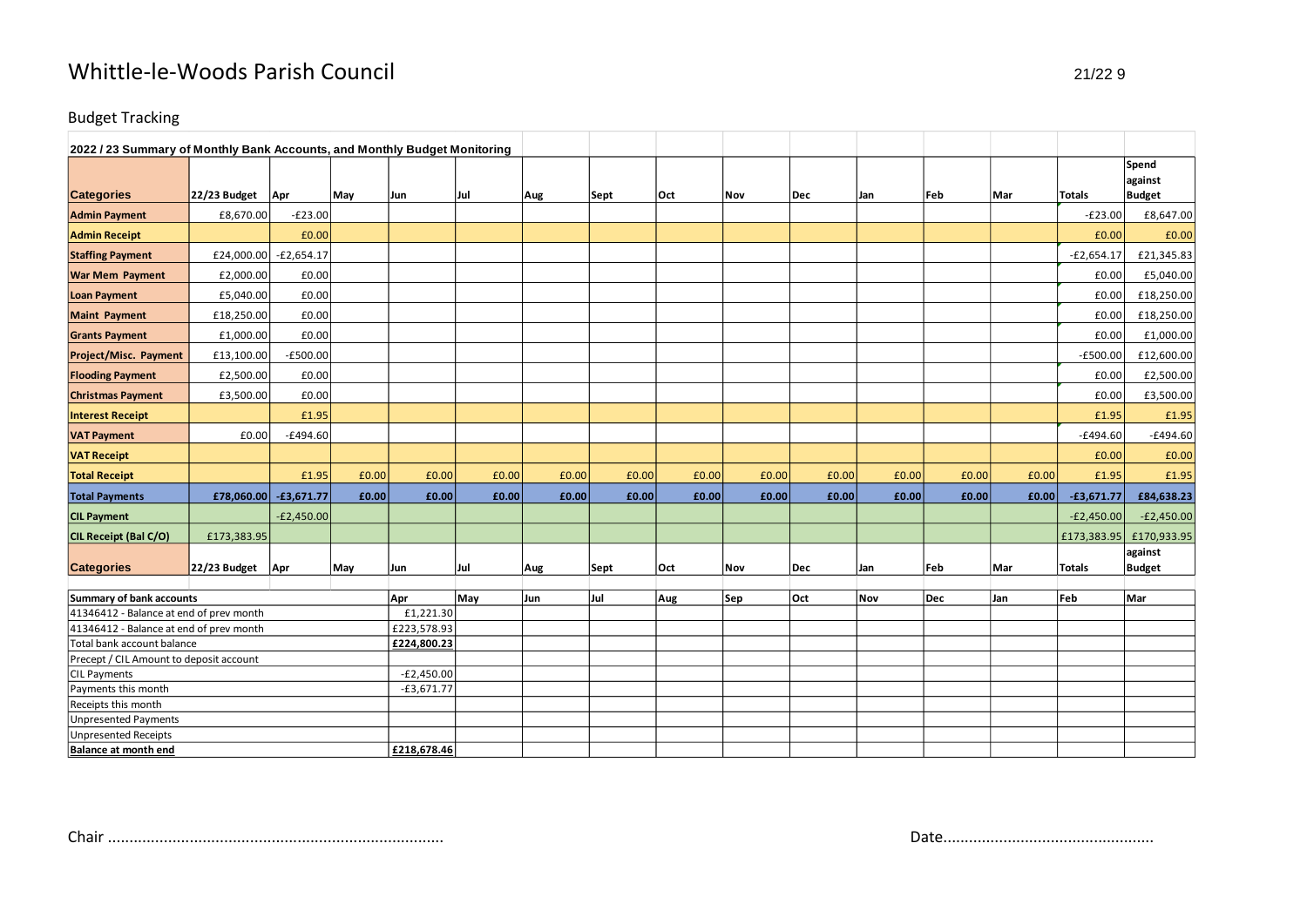# Whittle-le-Woods Parish Council

21/22 9

## Budget Tracking

**2022 / 23 Summary of Monthly Bank Accounts, and Monthly Budget Monitoring**

| Categories | 22/23 Budget | Apr | May | Jun | Jul | Aug | Sept | Oct | Nov | Dec | Jan | Feb | Mar | Totals | Spend against Budget |
|---|---|---|---|---|---|---|---|---|---|---|---|---|---|---|---|
| Admin Payment | £8,670.00 | -£23.00 | | | | | | | | | | | | -£23.00 | £8,647.00 |
| Admin Receipt | | £0.00 | | | | | | | | | | | | £0.00 | £0.00 |
| Staffing Payment | £24,000.00 | -£2,654.17 | | | | | | | | | | | | -£2,654.17 | £21,345.83 |
| War Mem Payment | £2,000.00 | £0.00 | | | | | | | | | | | | £0.00 | £5,040.00 |
| Loan Payment | £5,040.00 | £0.00 | | | | | | | | | | | | £0.00 | £18,250.00 |
| Maint Payment | £18,250.00 | £0.00 | | | | | | | | | | | | £0.00 | £18,250.00 |
| Grants Payment | £1,000.00 | £0.00 | | | | | | | | | | | | £0.00 | £1,000.00 |
| Project/Misc. Payment | £13,100.00 | -£500.00 | | | | | | | | | | | | -£500.00 | £12,600.00 |
| Flooding Payment | £2,500.00 | £0.00 | | | | | | | | | | | | £0.00 | £2,500.00 |
| Christmas Payment | £3,500.00 | £0.00 | | | | | | | | | | | | £0.00 | £3,500.00 |
| Interest Receipt | | £1.95 | | | | | | | | | | | | £1.95 | £1.95 |
| VAT Payment | £0.00 | -£494.60 | | | | | | | | | | | | -£494.60 | -£494.60 |
| VAT Receipt | | | | | | | | | | | | | | £0.00 | £0.00 |
| **Total Receipt** | | £1.95 | £0.00 | £0.00 | £0.00 | £0.00 | £0.00 | £0.00 | £0.00 | £0.00 | £0.00 | £0.00 | £0.00 | £1.95 | £1.95 |
| **Total Payments** | **£78,060.00** | **-£3,671.77** | **£0.00** | **£0.00** | **£0.00** | **£0.00** | **£0.00** | **£0.00** | **£0.00** | **£0.00** | **£0.00** | **£0.00** | **£0.00** | **-£3,671.77** | **£84,638.23** |
| CIL Payment | | -£2,450.00 | | | | | | | | | | | | -£2,450.00 | -£2,450.00 |
| CIL Receipt (Bal C/O) | £173,383.95 | | | | | | | | | | | | | £173,383.95 | £170,933.95 |
| **Categories** | **22/23 Budget** | **Apr** | **May** | **Jun** | **Jul** | **Aug** | **Sept** | **Oct** | **Nov** | **Dec** | **Jan** | **Feb** | **Mar** | **Totals** | **against Budget** |

| Summary of bank accounts | Apr | May | Jun | Jul | Aug | Sep | Oct | Nov | Dec | Jan | Feb | Mar |
|---|---|---|---|---|---|---|---|---|---|---|---|---|
| 41346412 - Balance at end of prev month | £1,221.30 | | | | | | | | | | | |
| 41346412 - Balance at end of prev month | £223,578.93 | | | | | | | | | | | |
| Total bank account balance | **£224,800.23** | | | | | | | | | | | |
| Precept / CIL Amount to deposit account | | | | | | | | | | | | |
| CIL Payments | -£2,450.00 | | | | | | | | | | | |
| Payments this month | -£3,671.77 | | | | | | | | | | | |
| Receipts this month | | | | | | | | | | | | |
| Unpresented Payments | | | | | | | | | | | | |
| Unpresented Receipts | | | | | | | | | | | | |
| **Balance at month end** | **£218,678.46** | | | | | | | | | | | |

Chair ..............................................................................

Date.................................................